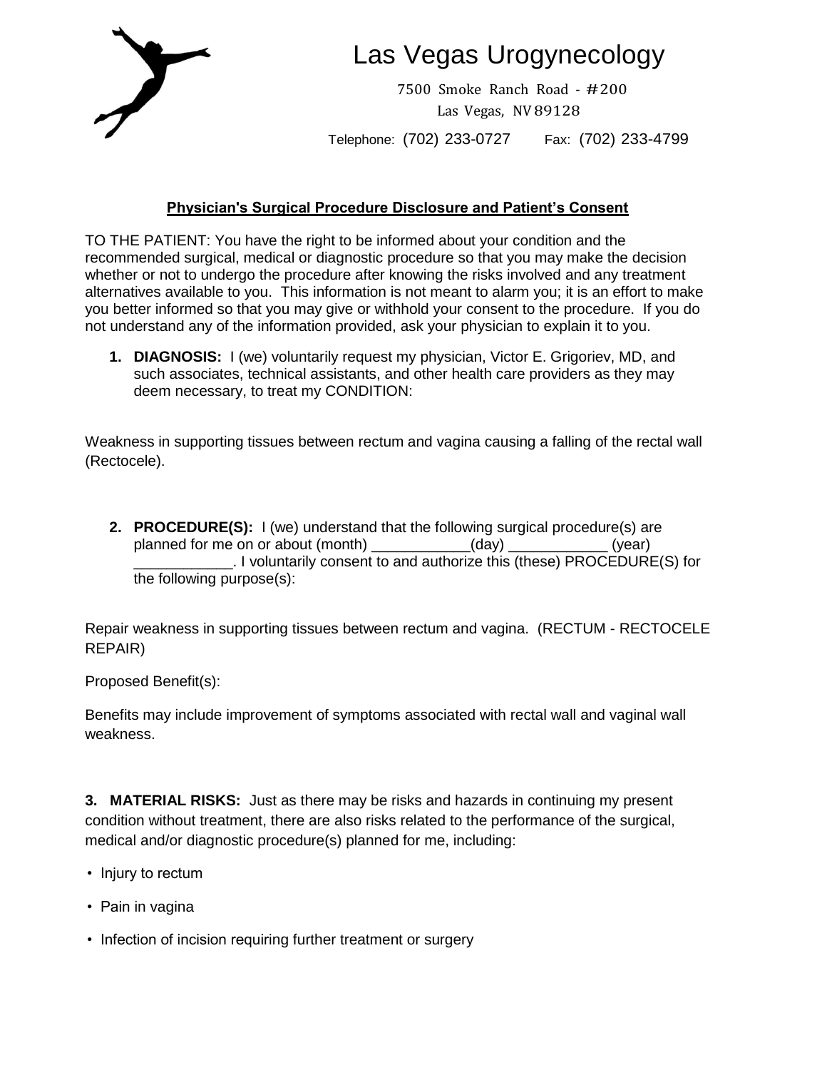# Las Vegas Urogynecology

7500 Smoke Ranch Road - #200
Las Vegas, NV 89128

Telephone: (702) 233-0727 Fax: (702) 233-4799

## Physician's Surgical Procedure Disclosure and Patient's Consent

TO THE PATIENT: You have the right to be informed about your condition and the recommended surgical, medical or diagnostic procedure so that you may make the decision whether or not to undergo the procedure after knowing the risks involved and any treatment alternatives available to you. This information is not meant to alarm you; it is an effort to make you better informed so that you may give or withhold your consent to the procedure. If you do not understand any of the information provided, ask your physician to explain it to you.

1. **DIAGNOSIS:** I (we) voluntarily request my physician, Victor E. Grigoriev, MD, and such associates, technical assistants, and other health care providers as they may deem necessary, to treat my CONDITION:

Weakness in supporting tissues between rectum and vagina causing a falling of the rectal wall (Rectocele).

2. **PROCEDURE(S):** I (we) understand that the following surgical procedure(s) are planned for me on or about (month) ____________(day) ____________ (year) ____________. I voluntarily consent to and authorize this (these) PROCEDURE(S) for the following purpose(s):

Repair weakness in supporting tissues between rectum and vagina. (RECTUM - RECTOCELE REPAIR)

Proposed Benefit(s):

Benefits may include improvement of symptoms associated with rectal wall and vaginal wall weakness.

**3. MATERIAL RISKS:** Just as there may be risks and hazards in continuing my present condition without treatment, there are also risks related to the performance of the surgical, medical and/or diagnostic procedure(s) planned for me, including:

- Injury to rectum
- Pain in vagina
- Infection of incision requiring further treatment or surgery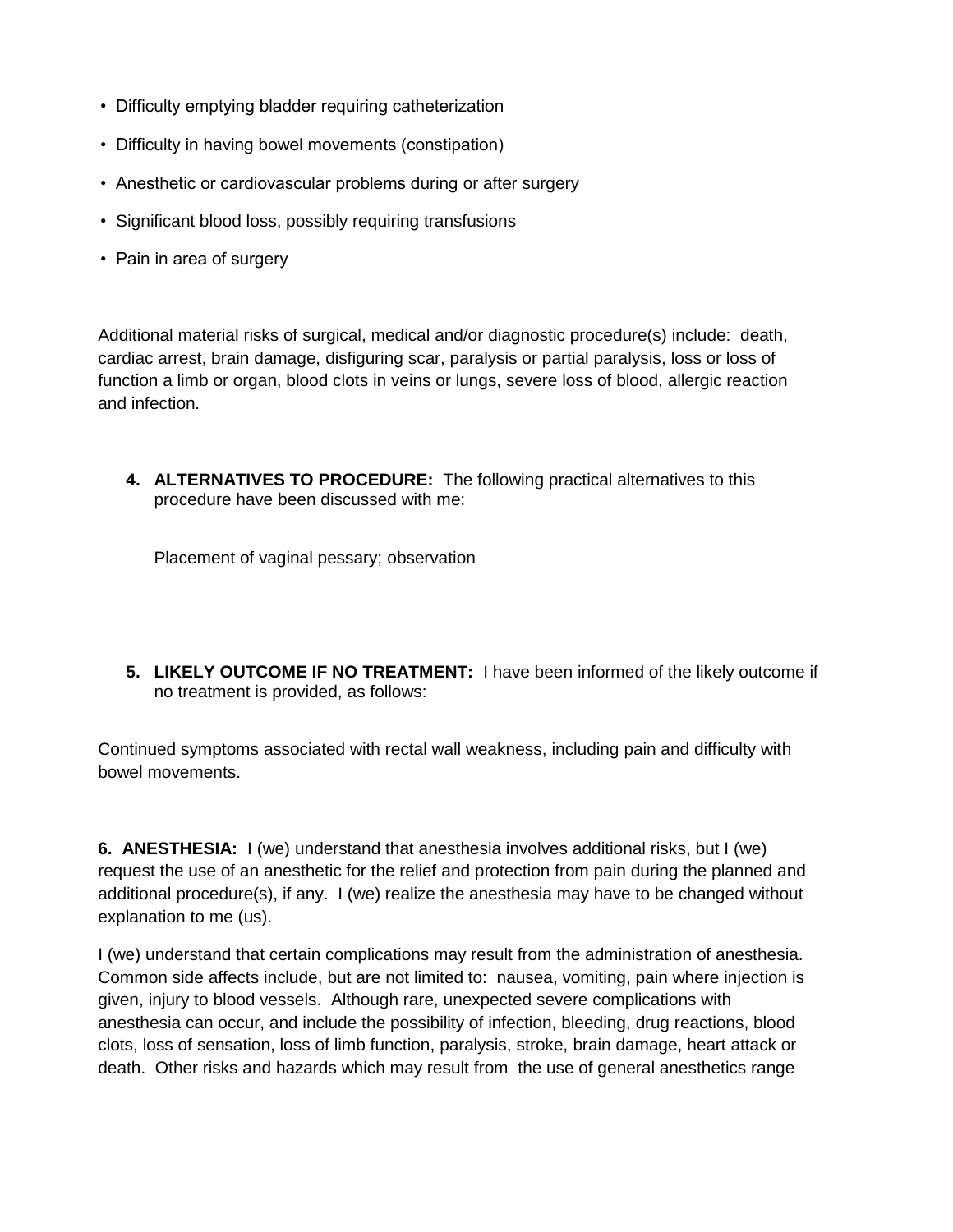- Difficulty emptying bladder requiring catheterization
- Difficulty in having bowel movements (constipation)
- Anesthetic or cardiovascular problems during or after surgery
- Significant blood loss, possibly requiring transfusions
- Pain in area of surgery

Additional material risks of surgical, medical and/or diagnostic procedure(s) include: death, cardiac arrest, brain damage, disfiguring scar, paralysis or partial paralysis, loss or loss of function a limb or organ, blood clots in veins or lungs, severe loss of blood, allergic reaction and infection.

4. **ALTERNATIVES TO PROCEDURE:** The following practical alternatives to this procedure have been discussed with me:

   Placement of vaginal pessary; observation

5. **LIKELY OUTCOME IF NO TREATMENT:** I have been informed of the likely outcome if no treatment is provided, as follows:

Continued symptoms associated with rectal wall weakness, including pain and difficulty with bowel movements.

**6. ANESTHESIA:** I (we) understand that anesthesia involves additional risks, but I (we) request the use of an anesthetic for the relief and protection from pain during the planned and additional procedure(s), if any. I (we) realize the anesthesia may have to be changed without explanation to me (us).

I (we) understand that certain complications may result from the administration of anesthesia. Common side affects include, but are not limited to: nausea, vomiting, pain where injection is given, injury to blood vessels. Although rare, unexpected severe complications with anesthesia can occur, and include the possibility of infection, bleeding, drug reactions, blood clots, loss of sensation, loss of limb function, paralysis, stroke, brain damage, heart attack or death. Other risks and hazards which may result from the use of general anesthetics range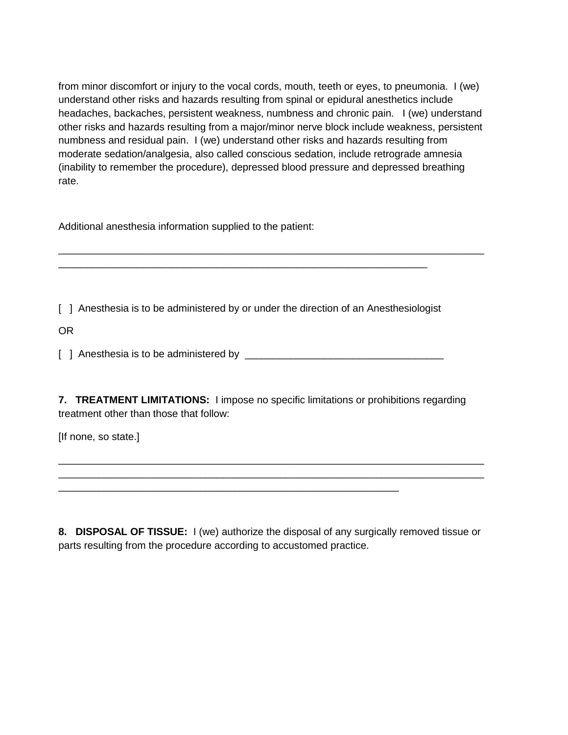from minor discomfort or injury to the vocal cords, mouth, teeth or eyes, to pneumonia. I (we) understand other risks and hazards resulting from spinal or epidural anesthetics include headaches, backaches, persistent weakness, numbness and chronic pain. I (we) understand other risks and hazards resulting from a major/minor nerve block include weakness, persistent numbness and residual pain. I (we) understand other risks and hazards resulting from moderate sedation/analgesia, also called conscious sedation, include retrograde amnesia (inability to remember the procedure), depressed blood pressure and depressed breathing rate.

Additional anesthesia information supplied to the patient:

______________________________________________________________________________
_________________________________________________________________

[ ] Anesthesia is to be administered by or under the direction of an Anesthesiologist

OR

[ ] Anesthesia is to be administered by ___________________________________

**7. TREATMENT LIMITATIONS:** I impose no specific limitations or prohibitions regarding treatment other than those that follow:

[If none, so state.]

______________________________________________________________________________
______________________________________________________________________________
____________________________________________________________

**8. DISPOSAL OF TISSUE:** I (we) authorize the disposal of any surgically removed tissue or parts resulting from the procedure according to accustomed practice.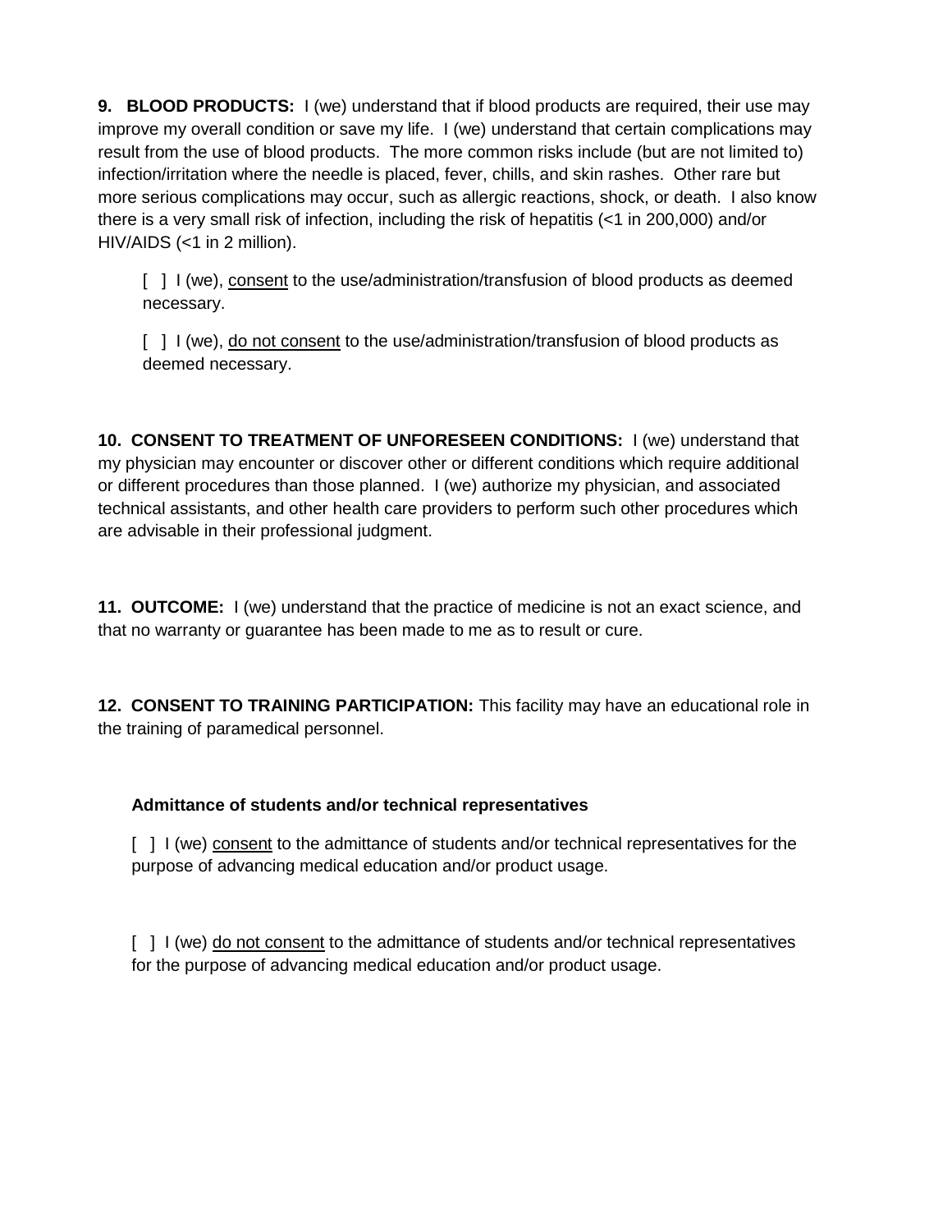**9. BLOOD PRODUCTS:** I (we) understand that if blood products are required, their use may improve my overall condition or save my life. I (we) understand that certain complications may result from the use of blood products. The more common risks include (but are not limited to) infection/irritation where the needle is placed, fever, chills, and skin rashes. Other rare but more serious complications may occur, such as allergic reactions, shock, or death. I also know there is a very small risk of infection, including the risk of hepatitis (<1 in 200,000) and/or HIV/AIDS (<1 in 2 million).

[ ] I (we), <u>consent</u> to the use/administration/transfusion of blood products as deemed necessary.

[ ] I (we), <u>do not consent</u> to the use/administration/transfusion of blood products as deemed necessary.

**10. CONSENT TO TREATMENT OF UNFORESEEN CONDITIONS:** I (we) understand that my physician may encounter or discover other or different conditions which require additional or different procedures than those planned. I (we) authorize my physician, and associated technical assistants, and other health care providers to perform such other procedures which are advisable in their professional judgment.

**11. OUTCOME:** I (we) understand that the practice of medicine is not an exact science, and that no warranty or guarantee has been made to me as to result or cure.

**12. CONSENT TO TRAINING PARTICIPATION:** This facility may have an educational role in the training of paramedical personnel.

**Admittance of students and/or technical representatives**

[ ] I (we) <u>consent</u> to the admittance of students and/or technical representatives for the purpose of advancing medical education and/or product usage.

[ ] I (we) <u>do not consent</u> to the admittance of students and/or technical representatives for the purpose of advancing medical education and/or product usage.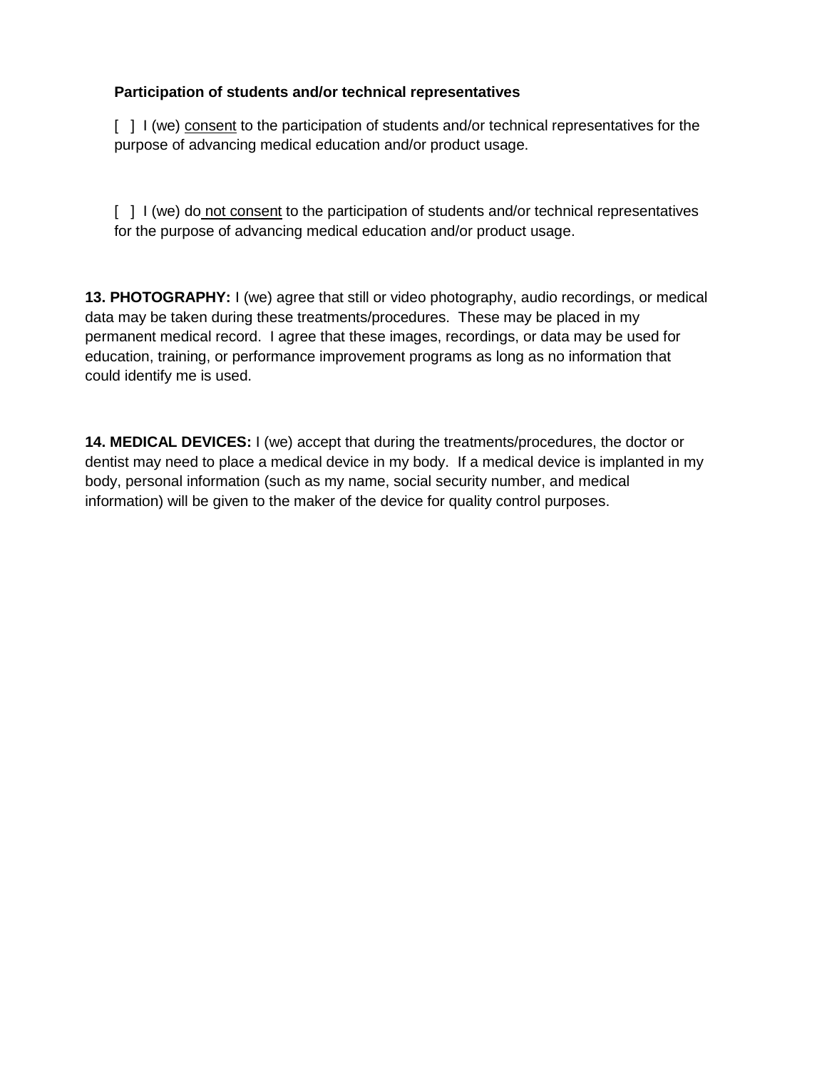**Participation of students and/or technical representatives**

[ ] I (we) <u>consent</u> to the participation of students and/or technical representatives for the purpose of advancing medical education and/or product usage.

[ ] I (we) do <u>not consent</u> to the participation of students and/or technical representatives for the purpose of advancing medical education and/or product usage.

**13. PHOTOGRAPHY:** I (we) agree that still or video photography, audio recordings, or medical data may be taken during these treatments/procedures. These may be placed in my permanent medical record. I agree that these images, recordings, or data may be used for education, training, or performance improvement programs as long as no information that could identify me is used.

**14. MEDICAL DEVICES:** I (we) accept that during the treatments/procedures, the doctor or dentist may need to place a medical device in my body. If a medical device is implanted in my body, personal information (such as my name, social security number, and medical information) will be given to the maker of the device for quality control purposes.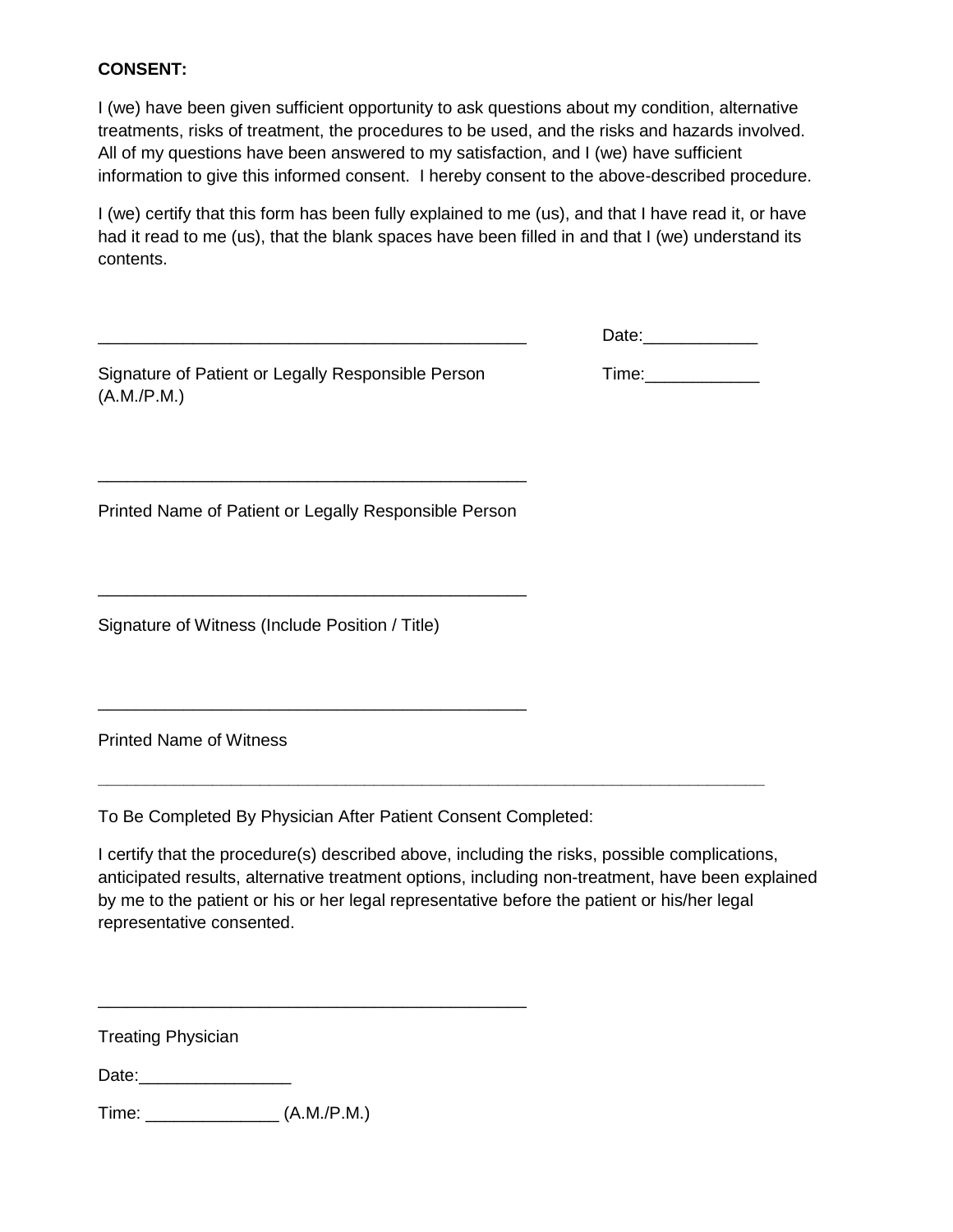**CONSENT:**

I (we) have been given sufficient opportunity to ask questions about my condition, alternative treatments, risks of treatment, the procedures to be used, and the risks and hazards involved. All of my questions have been answered to my satisfaction, and I (we) have sufficient information to give this informed consent. I hereby consent to the above-described procedure.

I (we) certify that this form has been fully explained to me (us), and that I have read it, or have had it read to me (us), that the blank spaces have been filled in and that I (we) understand its contents.

_____________________________________________ Date:____________

Signature of Patient or Legally Responsible Person Time:____________ (A.M./P.M.)

_____________________________________________

Printed Name of Patient or Legally Responsible Person

_____________________________________________

Signature of Witness (Include Position / Title)

_____________________________________________

Printed Name of Witness

---

To Be Completed By Physician After Patient Consent Completed:

I certify that the procedure(s) described above, including the risks, possible complications, anticipated results, alternative treatment options, including non-treatment, have been explained by me to the patient or his or her legal representative before the patient or his/her legal representative consented.

_____________________________________________

Treating Physician

Date:________________

Time: ______________ (A.M./P.M.)